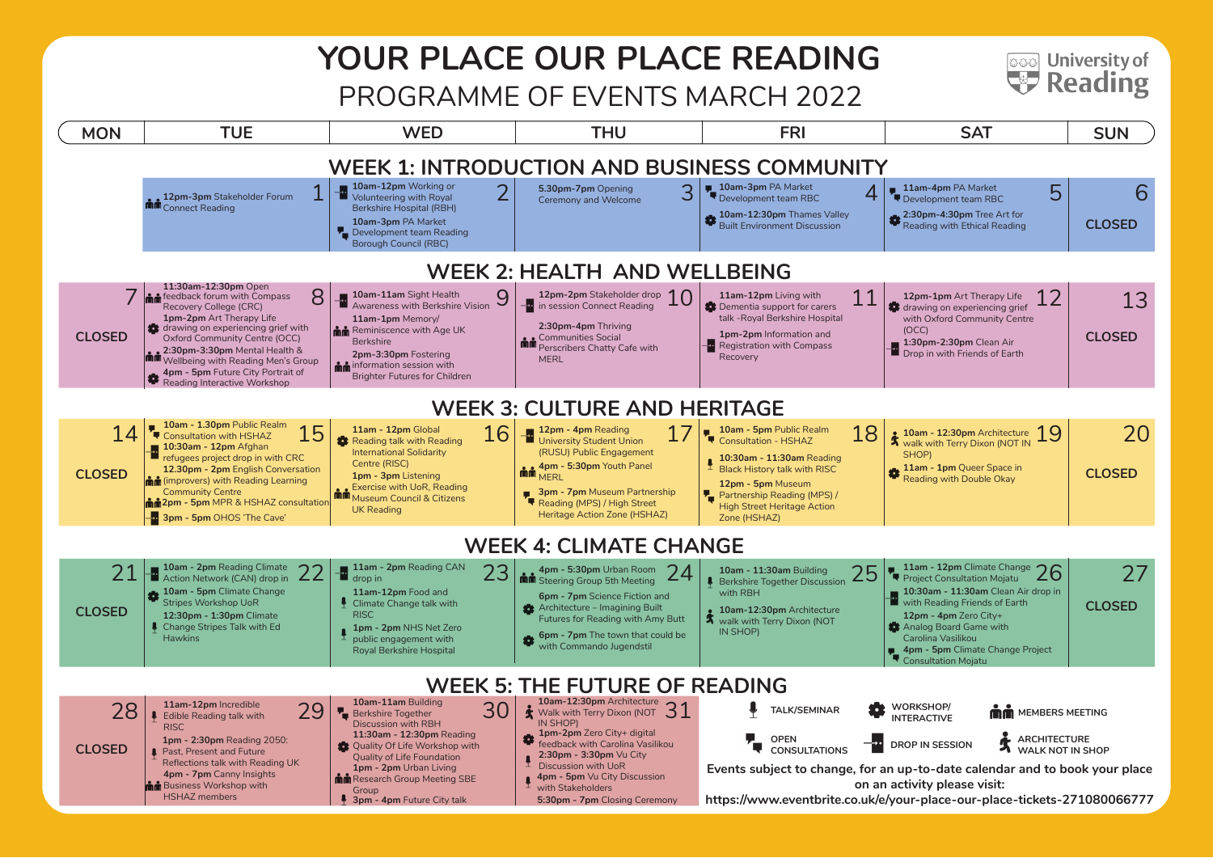# YOUR PLACE OUR PLACE READING

## PROGRAMME OF EVENTS MARCH 2022

University of Reading

## WEEK 1: INTRODUCTION AND BUSINESS COMMUNITY

| MON | TUE | WED | THU | FRI | SAT | SUN |
|---|---|---|---|---|---|---|
| | **1** **12pm-3pm** Stakeholder Forum Connect Reading | **2** **10am-12pm** Working or Volunteering with Royal Berkshire Hospital (RBH) **10am-3pm** PA Market Development team Reading Borough Council (RBC) | **3** **5.30pm-7pm** Opening Ceremony and Welcome | **4** **10am-3pm** PA Market Development team RBC **10am-12:30pm** Thames Valley Built Environment Discussion | **5** **11am-4pm** PA Market Development team RBC **2:30pm-4:30pm** Tree Art for Reading with Ethical Reading | **6** CLOSED |

## WEEK 2: HEALTH AND WELLBEING

| MON | TUE | WED | THU | FRI | SAT | SUN |
|---|---|---|---|---|---|---|
| **7** CLOSED | **8** **11:30am-12:30pm** Open feedback forum with Compass Recovery College (CRC) **1pm-2pm** Art Therapy Life drawing on experiencing grief with Oxford Community Centre (OCC) **2:30pm-3:30pm** Mental Health & Wellbeing with Reading Men's Group **4pm - 5pm** Future City Portrait of Reading Interactive Workshop | **9** **10am-11am** Sight Health Awareness with Berkshire Vision **11am-1pm** Memory/ Reminiscence with Age UK Berkshire **2pm-3:30pm** Fostering information session with Brighter Futures for Children | **10** **12pm-2pm** Stakeholder drop in session Connect Reading **2:30pm-4pm** Thriving Communities Social Perscribers Chatty Cafe with MERL | **11** **11am-12pm** Living with Dementia support for carers talk -Royal Berkshire Hospital **1pm-2pm** Information and Registration with Compass Recovery | **12** **12pm-1pm** Art Therapy Life drawing on experiencing grief with Oxford Community Centre (OCC) **1:30pm-2:30pm** Clean Air Drop in with Friends of Earth | **13** CLOSED |

## WEEK 3: CULTURE AND HERITAGE

| MON | TUE | WED | THU | FRI | SAT | SUN |
|---|---|---|---|---|---|---|
| **14** CLOSED | **15** **10am - 1.30pm** Public Realm Consultation with HSHAZ **10:30am - 12pm** Afghan refugees project drop in with CRC **12.30pm - 2pm** English Conversation (improvers) with Reading Learning Community Centre **2pm - 5pm** MPR & HSHAZ consultation **3pm - 5pm** OHOS 'The Cave' | **16** **11am - 12pm** Global Reading talk with Reading International Solidarity Centre (RISC) **1pm - 3pm** Listening Exercise with UoR, Reading Museum Council & Citizens UK Reading | **17** **12pm - 4pm** Reading University Student Union (RUSU) Public Engagement **4pm - 5:30pm** Youth Panel MERL **3pm - 7pm** Museum Partnership Reading (MPS) / High Street Heritage Action Zone (HSHAZ) | **18** **10am - 5pm** Public Realm Consultation - HSHAZ **10:30am - 11:30am** Reading Black History talk with RISC **12pm - 5pm** Museum Partnership Reading (MPS) / High Street Heritage Action Zone (HSHAZ) | **19** **10am - 12:30pm** Architecture walk with Terry Dixon (NOT IN SHOP) **11am - 1pm** Queer Space in Reading with Double Okay | **20** CLOSED |

## WEEK 4: CLIMATE CHANGE

| MON | TUE | WED | THU | FRI | SAT | SUN |
|---|---|---|---|---|---|---|
| **21** CLOSED | **22** **10am - 2pm** Reading Climate Action Network (CAN) drop in **10am - 5pm** Climate Change Stripes Workshop UoR **12:30pm - 1:30pm** Climate Change Stripes Talk with Ed Hawkins | **23** **11am - 2pm** Reading CAN drop in **11am-12pm** Food and Climate Change talk with RISC **1pm - 2pm** NHS Net Zero public engagement with Royal Berkshire Hospital | **24** **4pm - 5:30pm** Urban Room Steering Group 5th Meeting **6pm - 7pm** Science Fiction and Architecture – Imagining Built Futures for Reading with Amy Butt **6pm - 7pm** The town that could be with Commando Jugendstil | **25** **10am - 11:30am** Building Berkshire Together Discussion with RBH **10am-12:30pm** Architecture walk with Terry Dixon (NOT IN SHOP) | **26** **11am - 12pm** Climate Change Project Consultation Mojatu **10:30am - 11:30am** Clean Air drop in with Reading Friends of Earth **12pm - 4pm** Zero City+ Analog Board Game with Carolina Vasilikou **4pm - 5pm** Climate Change Project Consultation Mojatu | **27** CLOSED |

## WEEK 5: THE FUTURE OF READING

| MON | TUE | WED | THU |
|---|---|---|---|
| **28** CLOSED | **29** **11am-12pm** Incredible Edible Reading talk with RISC **1pm - 2:30pm** Reading 2050: Past, Present and Future Reflections talk with Reading UK **4pm - 7pm** Canny Insights Business Workshop with HSHAZ members | **30** **10am-11am** Building Berkshire Together Discussion with RBH **11:30am - 12:30pm** Reading Quality Of Life Workshop with Quality of Life Foundation **1pm - 2pm** Urban Living Research Group Meeting SBE Group **3pm - 4pm** Future City talk | **31** **10am-12:30pm** Architecture Walk with Terry Dixon (NOT IN SHOP) **1pm-2pm** Zero City+ digital feedback with Carolina Vasilikou **2:30pm - 3:30pm** Vu City Discussion with UoR **4pm - 5pm** Vu City Discussion with Stakeholders **5:30pm - 7pm** Closing Ceremony |

**Key:**
- TALK/SEMINAR
- WORKSHOP/ INTERACTIVE
- MEMBERS MEETING
- OPEN CONSULTATIONS
- DROP IN SESSION
- ARCHITECTURE WALK NOT IN SHOP

**Events subject to change, for an up-to-date calendar and to book your place on an activity please visit:**
**https://www.eventbrite.co.uk/e/your-place-our-place-tickets-271080066777**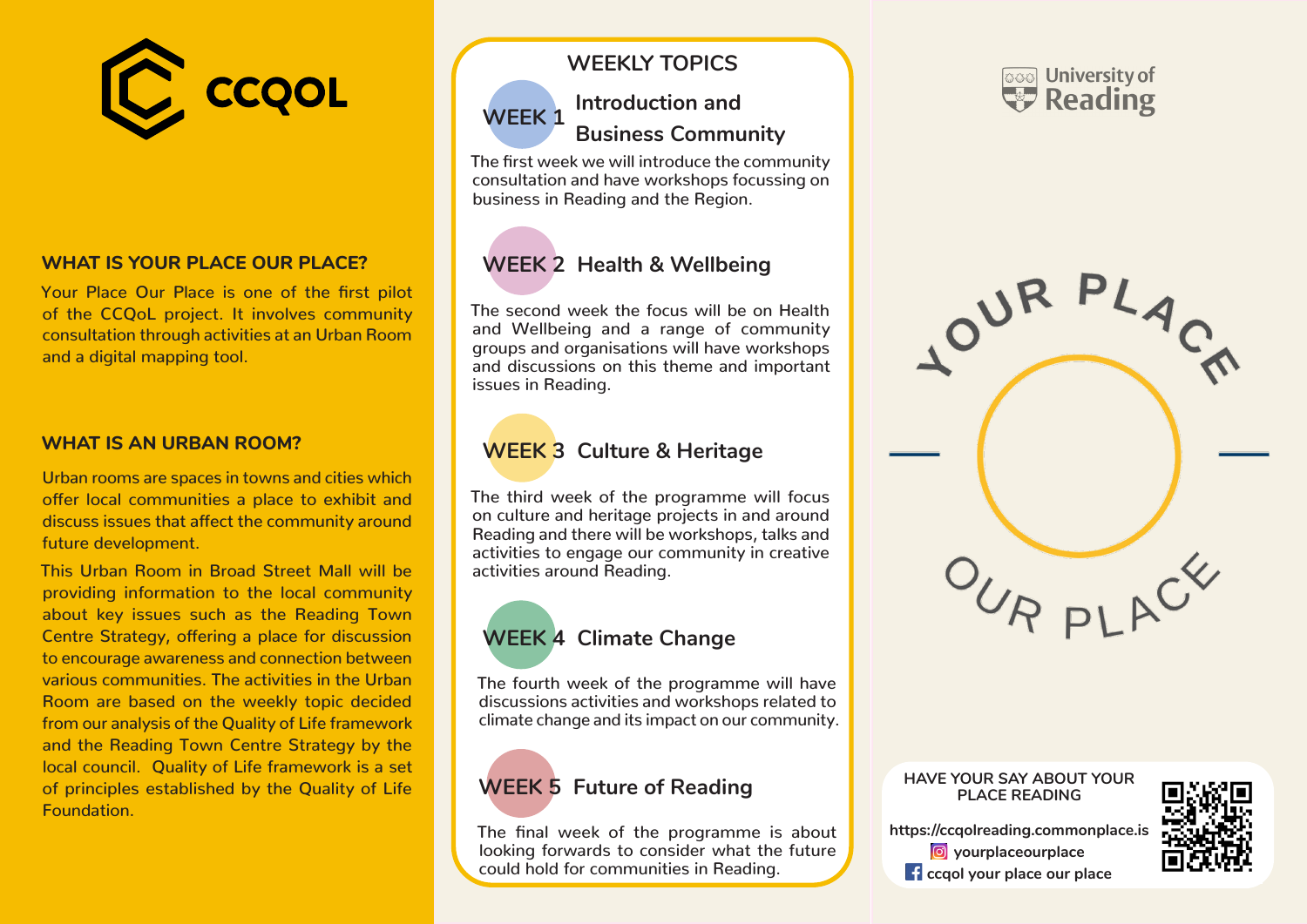CCQOL

## WHAT IS YOUR PLACE OUR PLACE?

Your Place Our Place is one of the first pilot of the CCQoL project. It involves community consultation through activities at an Urban Room and a digital mapping tool.

## WHAT IS AN URBAN ROOM?

Urban rooms are spaces in towns and cities which offer local communities a place to exhibit and discuss issues that affect the community around future development.

This Urban Room in Broad Street Mall will be providing information to the local community about key issues such as the Reading Town Centre Strategy, offering a place for discussion to encourage awareness and connection between various communities. The activities in the Urban Room are based on the weekly topic decided from our analysis of the Quality of Life framework and the Reading Town Centre Strategy by the local council. Quality of Life framework is a set of principles established by the Quality of Life Foundation.

## WEEKLY TOPICS

### WEEK 1 Introduction and Business Community

The first week we will introduce the community consultation and have workshops focussing on business in Reading and the Region.

### WEEK 2 Health & Wellbeing

The second week the focus will be on Health and Wellbeing and a range of community groups and organisations will have workshops and discussions on this theme and important issues in Reading.

### WEEK 3 Culture & Heritage

The third week of the programme will focus on culture and heritage projects in and around Reading and there will be workshops, talks and activities to engage our community in creative activities around Reading.

### WEEK 4 Climate Change

The fourth week of the programme will have discussions activities and workshops related to climate change and its impact on our community.

### WEEK 5 Future of Reading

The final week of the programme is about looking forwards to consider what the future could hold for communities in Reading.

University of Reading

YOUR PLACE OUR PLACE

**HAVE YOUR SAY ABOUT YOUR PLACE READING**

**https://ccqolreading.commonplace.is**

**yourplaceourplace**

**ccqol your place our place**